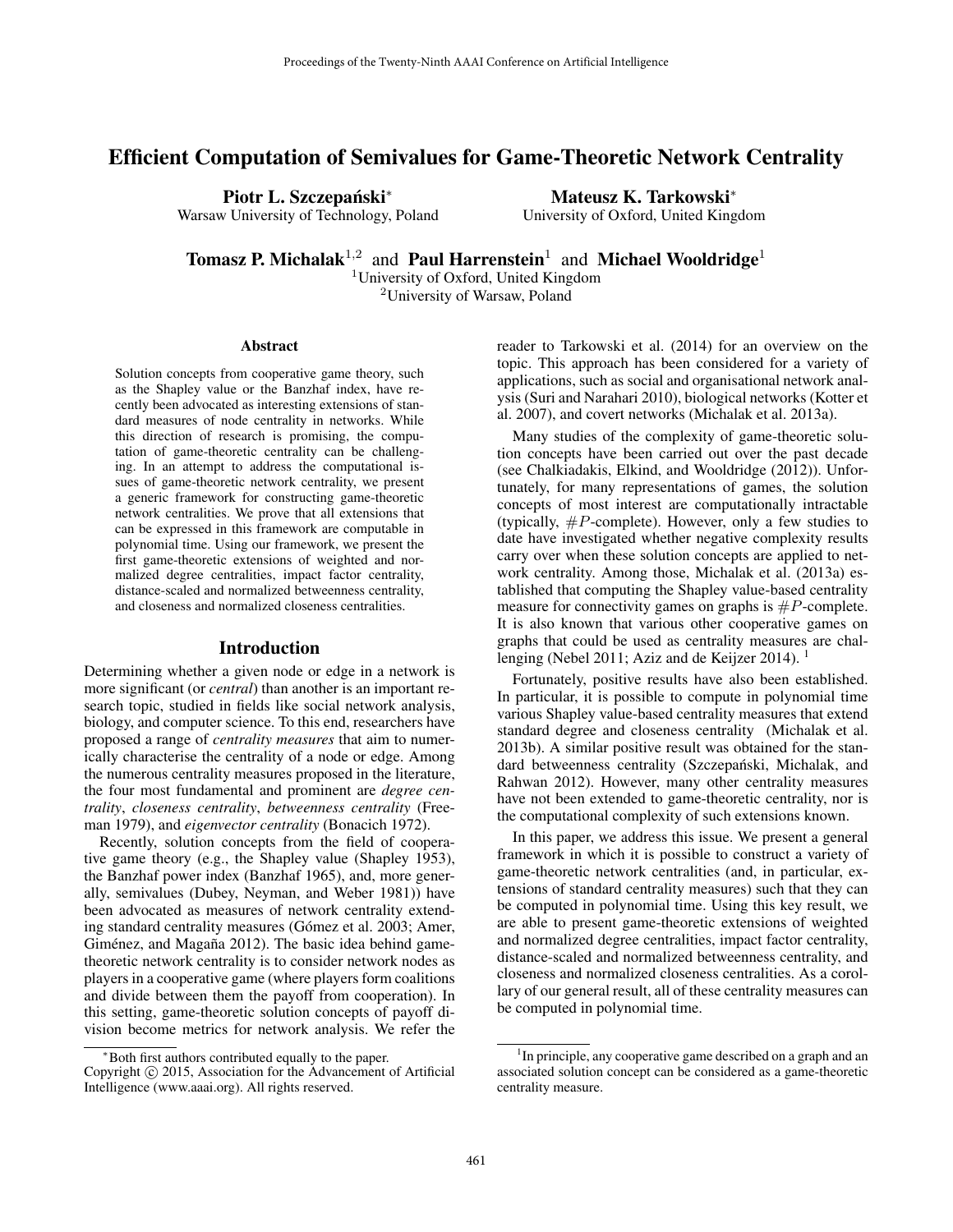# Efficient Computation of Semivalues for Game-Theoretic Network Centrality

**Piotr L. Szczepański***
Warsaw University of Technology, Poland

**Mateusz K. Tarkowski***
University of Oxford, United Kingdom

**Tomasz P. Michalak**[1,2] and **Paul Harrenstein**[1] and **Michael Wooldridge**[1]
[1]University of Oxford, United Kingdom
[2]University of Warsaw, Poland

### Abstract

Solution concepts from cooperative game theory, such as the Shapley value or the Banzhaf index, have recently been advocated as interesting extensions of standard measures of node centrality in networks. While this direction of research is promising, the computation of game-theoretic centrality can be challenging. In an attempt to address the computational issues of game-theoretic network centrality, we present a generic framework for constructing game-theoretic network centralities. We prove that all extensions that can be expressed in this framework are computable in polynomial time. Using our framework, we present the first game-theoretic extensions of weighted and normalized degree centralities, impact factor centrality, distance-scaled and normalized betweenness centrality, and closeness and normalized closeness centralities.

## Introduction

Determining whether a given node or edge in a network is more significant (or *central*) than another is an important research topic, studied in fields like social network analysis, biology, and computer science. To this end, researchers have proposed a range of *centrality measures* that aim to numerically characterise the centrality of a node or edge. Among the numerous centrality measures proposed in the literature, the four most fundamental and prominent are *degree centrality*, *closeness centrality*, *betweenness centrality* (Freeman 1979), and *eigenvector centrality* (Bonacich 1972).

Recently, solution concepts from the field of cooperative game theory (e.g., the Shapley value (Shapley 1953), the Banzhaf power index (Banzhaf 1965), and, more generally, semivalues (Dubey, Neyman, and Weber 1981)) have been advocated as measures of network centrality extending standard centrality measures (Gómez et al. 2003; Amer, Giménez, and Magaña 2012). The basic idea behind game-theoretic network centrality is to consider network nodes as players in a cooperative game (where players form coalitions and divide between them the payoff from cooperation). In this setting, game-theoretic solution concepts of payoff division become metrics for network analysis. We refer the reader to Tarkowski et al. (2014) for an overview on the topic. This approach has been considered for a variety of applications, such as social and organisational network analysis (Suri and Narahari 2010), biological networks (Kotter et al. 2007), and covert networks (Michalak et al. 2013a).

Many studies of the complexity of game-theoretic solution concepts have been carried out over the past decade (see Chalkiadakis, Elkind, and Wooldridge (2012)). Unfortunately, for many representations of games, the solution concepts of most interest are computationally intractable (typically, $\#P$-complete). However, only a few studies to date have investigated whether negative complexity results carry over when these solution concepts are applied to network centrality. Among those, Michalak et al. (2013a) established that computing the Shapley value-based centrality measure for connectivity games on graphs is $\#P$-complete. It is also known that various other cooperative games on graphs that could be used as centrality measures are challenging (Nebel 2011; Aziz and de Keijzer 2014). [1]

Fortunately, positive results have also been established. In particular, it is possible to compute in polynomial time various Shapley value-based centrality measures that extend standard degree and closeness centrality (Michalak et al. 2013b). A similar positive result was obtained for the standard betweenness centrality (Szczepański, Michalak, and Rahwan 2012). However, many other centrality measures have not been extended to game-theoretic centrality, nor is the computational complexity of such extensions known.

In this paper, we address this issue. We present a general framework in which it is possible to construct a variety of game-theoretic network centralities (and, in particular, extensions of standard centrality measures) such that they can be computed in polynomial time. Using this key result, we are able to present game-theoretic extensions of weighted and normalized degree centralities, impact factor centrality, distance-scaled and normalized betweenness centrality, and closeness and normalized closeness centralities. As a corollary of our general result, all of these centrality measures can be computed in polynomial time.

*Both first authors contributed equally to the paper.
Copyright © 2015, Association for the Advancement of Artificial Intelligence (www.aaai.org). All rights reserved.

[1]In principle, any cooperative game described on a graph and an associated solution concept can be considered as a game-theoretic centrality measure.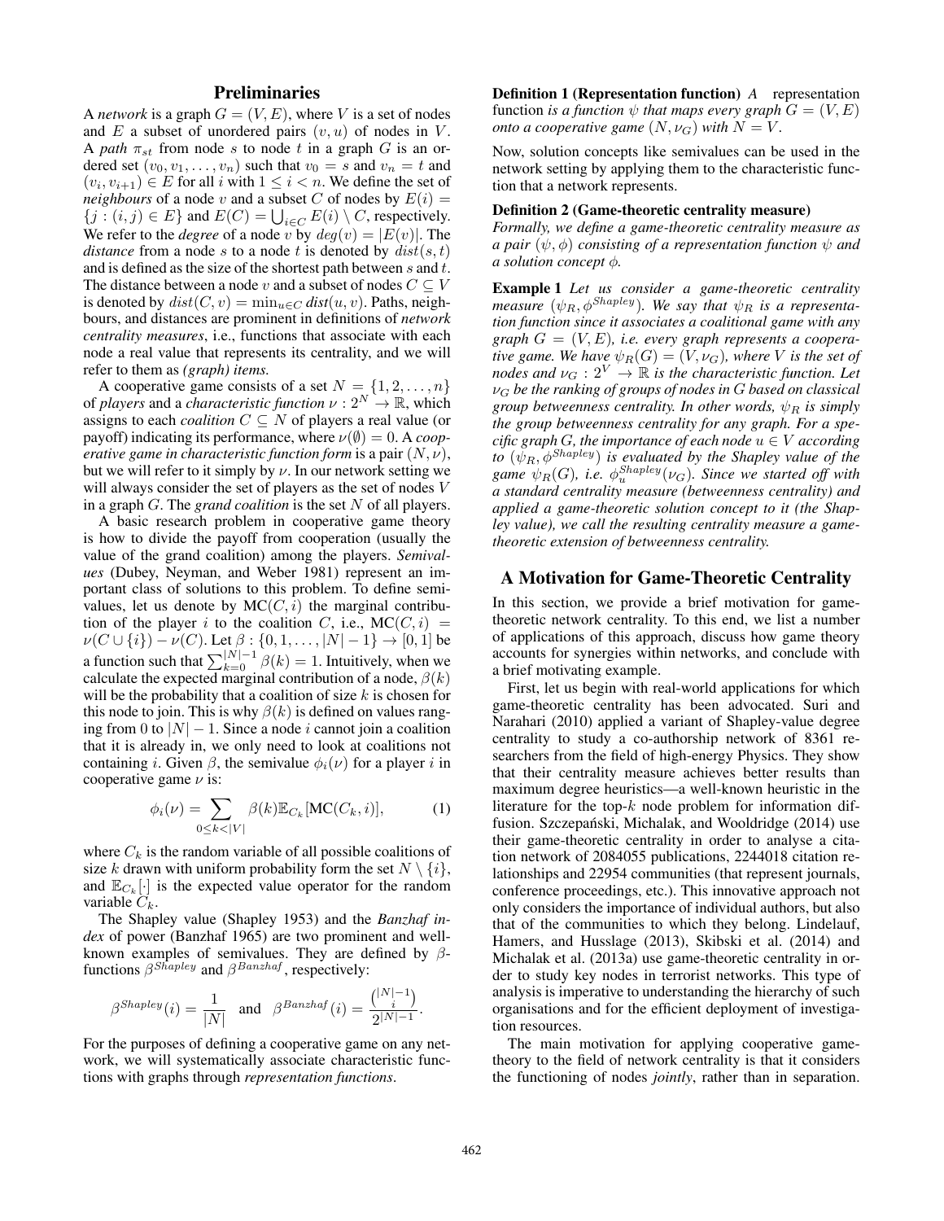## Preliminaries

A *network* is a graph $G = (V, E)$, where $V$ is a set of nodes and $E$ a subset of unordered pairs $(v, u)$ of nodes in $V$. A *path* $\pi_{st}$ from node $s$ to node $t$ in a graph $G$ is an ordered set $(v_0, v_1, \ldots, v_n)$ such that $v_0 = s$ and $v_n = t$ and $(v_i, v_{i+1}) \in E$ for all $i$ with $1 \leq i < n$. We define the set of *neighbours* of a node $v$ and a subset $C$ of nodes by $E(i) = \{j : (i, j) \in E\}$ and $E(C) = \bigcup_{i \in C} E(i) \setminus C$, respectively. We refer to the *degree* of a node $v$ by $deg(v) = |E(v)|$. The *distance* from a node $s$ to a node $t$ is denoted by $dist(s, t)$ and is defined as the size of the shortest path between $s$ and $t$. The distance between a node $v$ and a subset of nodes $C \subseteq V$ is denoted by $dist(C, v) = \min_{u \in C} dist(u, v)$. Paths, neighbours, and distances are prominent in definitions of *network centrality measures*, i.e., functions that associate with each node a real value that represents its centrality, and we will refer to them as *(graph) items.*

A cooperative game consists of a set $N = \{1, 2, \ldots, n\}$ of *players* and a *characteristic function* $\nu : 2^N \to \mathbb{R}$, which assigns to each *coalition* $C \subseteq N$ of players a real value (or payoff) indicating its performance, where $\nu(\emptyset) = 0$. A *cooperative game in characteristic function form* is a pair $(N, \nu)$, but we will refer to it simply by $\nu$. In our network setting we will always consider the set of players as the set of nodes $V$ in a graph $G$. The *grand coalition* is the set $N$ of all players.

A basic research problem in cooperative game theory is how to divide the payoff from cooperation (usually the value of the grand coalition) among the players. *Semivalues* (Dubey, Neyman, and Weber 1981) represent an important class of solutions to this problem. To define semivalues, let us denote by $\text{MC}(C, i)$ the marginal contribution of the player $i$ to the coalition $C$, i.e., $\text{MC}(C, i) = \nu(C \cup \{i\}) - \nu(C)$. Let $\beta : \{0, 1, \ldots, |N| - 1\} \to [0, 1]$ be a function such that $\sum_{k=0}^{|N|-1} \beta(k) = 1$. Intuitively, when we calculate the expected marginal contribution of a node, $\beta(k)$ will be the probability that a coalition of size $k$ is chosen for this node to join. This is why $\beta(k)$ is defined on values ranging from 0 to $|N| - 1$. Since a node $i$ cannot join a coalition that it is already in, we only need to look at coalitions not containing $i$. Given $\beta$, the semivalue $\phi_i(\nu)$ for a player $i$ in cooperative game $\nu$ is:

$$\phi_i(\nu) = \sum_{0 \leq k < |V|} \beta(k) \mathbb{E}_{C_k}[\text{MC}(C_k, i)], \quad (1)$$

where $C_k$ is the random variable of all possible coalitions of size $k$ drawn with uniform probability form the set $N \setminus \{i\}$, and $\mathbb{E}_{C_k}[\cdot]$ is the expected value operator for the random variable $C_k$.

The Shapley value (Shapley 1953) and the *Banzhaf index* of power (Banzhaf 1965) are two prominent and well-known examples of semivalues. They are defined by $\beta$-functions $\beta^{Shapley}$ and $\beta^{Banzhaf}$, respectively:

$$\beta^{Shapley}(i) = \frac{1}{|N|} \quad \text{and} \quad \beta^{Banzhaf}(i) = \frac{\binom{|N|-1}{i}}{2^{|N|-1}}.$$

For the purposes of defining a cooperative game on any network, we will systematically associate characteristic functions with graphs through *representation functions*.

**Definition 1 (Representation function)** *A representation function is a function $\psi$ that maps every graph $G = (V, E)$ onto a cooperative game $(N, \nu_G)$ with $N = V$.*

Now, solution concepts like semivalues can be used in the network setting by applying them to the characteristic function that a network represents.

**Definition 2 (Game-theoretic centrality measure)** *Formally, we define a game-theoretic centrality measure as a pair $(\psi, \phi)$ consisting of a representation function $\psi$ and a solution concept $\phi$.*

**Example 1** *Let us consider a game-theoretic centrality measure $(\psi_R, \phi^{Shapley})$. We say that $\psi_R$ is a representation function since it associates a coalitional game with any graph $G = (V, E)$, i.e. every graph represents a cooperative game. We have $\psi_R(G) = (V, \nu_G)$, where $V$ is the set of nodes and $\nu_G : 2^V \to \mathbb{R}$ is the characteristic function. Let $\nu_G$ be the ranking of groups of nodes in G based on classical group betweenness centrality. In other words, $\psi_R$ is simply the group betweenness centrality for any graph. For a specific graph G, the importance of each node $u \in V$ according to $(\psi_R, \phi^{Shapley})$ is evaluated by the Shapley value of the game $\psi_R(G)$, i.e. $\phi_u^{Shapley}(\nu_G)$. Since we started off with a standard centrality measure (betweenness centrality) and applied a game-theoretic solution concept to it (the Shapley value), we call the resulting centrality measure a game-theoretic extension of betweenness centrality.*

## A Motivation for Game-Theoretic Centrality

In this section, we provide a brief motivation for game-theoretic network centrality. To this end, we list a number of applications of this approach, discuss how game theory accounts for synergies within networks, and conclude with a brief motivating example.

First, let us begin with real-world applications for which game-theoretic centrality has been advocated. Suri and Narahari (2010) applied a variant of Shapley-value degree centrality to study a co-authorship network of 8361 researchers from the field of high-energy Physics. They show that their centrality measure achieves better results than maximum degree heuristics—a well-known heuristic in the literature for the top-$k$ node problem for information diffusion. Szczepański, Michalak, and Wooldridge (2014) use their game-theoretic centrality in order to analyse a citation network of 2084055 publications, 2244018 citation relationships and 22954 communities (that represent journals, conference proceedings, etc.). This innovative approach not only considers the importance of individual authors, but also that of the communities to which they belong. Lindelauf, Hamers, and Husslage (2013), Skibski et al. (2014) and Michalak et al. (2013a) use game-theoretic centrality in order to study key nodes in terrorist networks. This type of analysis is imperative to understanding the hierarchy of such organisations and for the efficient deployment of investigation resources.

The main motivation for applying cooperative game-theory to the field of network centrality is that it considers the functioning of nodes *jointly*, rather than in separation.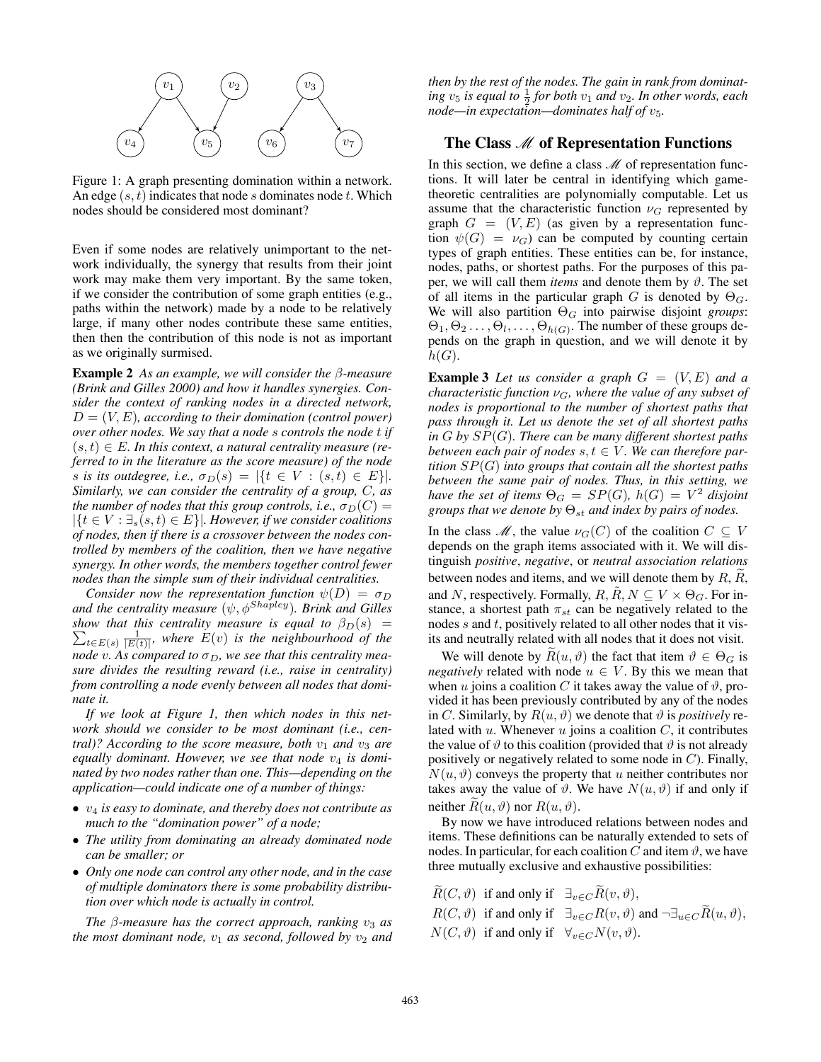Figure 1: A graph presenting domination within a network. An edge $(s, t)$ indicates that node $s$ dominates node $t$. Which nodes should be considered most dominant?

Even if some nodes are relatively unimportant to the network individually, the synergy that results from their joint work may make them very important. By the same token, if we consider the contribution of some graph entities (e.g., paths within the network) made by a node to be relatively large, if many other nodes contribute these same entities, then then the contribution of this node is not as important as we originally surmised.

**Example 2** *As an example, we will consider the $\beta$-measure (Brink and Gilles 2000) and how it handles synergies. Consider the context of ranking nodes in a directed network, $D = (V, E)$, according to their domination (control power) over other nodes. We say that a node $s$ controls the node $t$ if $(s, t) \in E$. In this context, a natural centrality measure (referred to in the literature as the score measure) of the node $s$ is its outdegree, i.e., $\sigma_D(s) = |\{t \in V : (s, t) \in E\}|$. Similarly, we can consider the centrality of a group, $C$, as the number of nodes that this group controls, i.e., $\sigma_D(C) = |\{t \in V : \exists_s (s, t) \in E\}|$. However, if we consider coalitions of nodes, then if there is a crossover between the nodes controlled by members of the coalition, then we have negative synergy. In other words, the members together control fewer nodes than the simple sum of their individual centralities.*

*Consider now the representation function $\psi(D) = \sigma_D$ and the centrality measure $(\psi, \phi^{Shapley})$. Brink and Gilles show that this centrality measure is equal to $\beta_D(s) = \sum_{t \in E(s)} \frac{1}{|E(t)|}$, where $E(v)$ is the neighbourhood of the node $v$. As compared to $\sigma_D$, we see that this centrality measure divides the resulting reward (i.e., raise in centrality) from controlling a node evenly between all nodes that dominate it.*

*If we look at Figure 1, then which nodes in this network should we consider to be most dominant (i.e., central)? According to the score measure, both $v_1$ and $v_3$ are equally dominant. However, we see that node $v_4$ is dominated by two nodes rather than one. This—depending on the application—could indicate one of a number of things:*

- *$v_4$ is easy to dominate, and thereby does not contribute as much to the "domination power" of a node;*
- *The utility from dominating an already dominated node can be smaller; or*
- *Only one node can control any other node, and in the case of multiple dominators there is some probability distribution over which node is actually in control.*

*The $\beta$-measure has the correct approach, ranking $v_3$ as the most dominant node, $v_1$ as second, followed by $v_2$ and then by the rest of the nodes. The gain in rank from dominating $v_5$ is equal to $\frac{1}{2}$ for both $v_1$ and $v_2$. In other words, each node—in expectation—dominates half of $v_5$.*

## The Class $\mathscr{M}$ of Representation Functions

In this section, we define a class $\mathscr{M}$ of representation functions. It will later be central in identifying which game-theoretic centralities are polynomially computable. Let us assume that the characteristic function $\nu_G$ represented by graph $G = (V, E)$ (as given by a representation function $\psi(G) = \nu_G$) can be computed by counting certain types of graph entities. These entities can be, for instance, nodes, paths, or shortest paths. For the purposes of this paper, we will call them *items* and denote them by $\vartheta$. The set of all items in the particular graph $G$ is denoted by $\Theta_G$. We will also partition $\Theta_G$ into pairwise disjoint *groups*: $\Theta_1, \Theta_2 \ldots, \Theta_l, \ldots, \Theta_{h(G)}$. The number of these groups depends on the graph in question, and we will denote it by $h(G)$.

**Example 3** *Let us consider a graph $G = (V, E)$ and a characteristic function $\nu_G$, where the value of any subset of nodes is proportional to the number of shortest paths that pass through it. Let us denote the set of all shortest paths in $G$ by $SP(G)$. There can be many different shortest paths between each pair of nodes $s, t \in V$. We can therefore partition $SP(G)$ into groups that contain all the shortest paths between the same pair of nodes. Thus, in this setting, we have the set of items $\Theta_G = SP(G)$, $h(G) = V^2$ disjoint groups that we denote by $\Theta_{st}$ and index by pairs of nodes.*

In the class $\mathscr{M}$, the value $\nu_G(C)$ of the coalition $C \subseteq V$ depends on the graph items associated with it. We will distinguish *positive*, *negative*, or *neutral association relations* between nodes and items, and we will denote them by $R$, $\widetilde{R}$, and $N$, respectively. Formally, $R, \tilde{R}, N \subseteq V \times \Theta_G$. For instance, a shortest path $\pi_{st}$ can be negatively related to the nodes $s$ and $t$, positively related to all other nodes that it visits and neutrally related with all nodes that it does not visit.

We will denote by $\widetilde{R}(u, \vartheta)$ the fact that item $\vartheta \in \Theta_G$ is *negatively* related with node $u \in V$. By this we mean that when $u$ joins a coalition $C$ it takes away the value of $\vartheta$, provided it has been previously contributed by any of the nodes in $C$). Similarly, by $R(u, \vartheta)$ we denote that $\vartheta$ is *positively* related with $u$. Whenever $u$ joins a coalition $C$, it contributes the value of $\vartheta$ to this coalition (provided that $\vartheta$ is not already positively or negatively related to some node in $C$). Finally, $N(u, \vartheta)$ conveys the property that $u$ neither contributes nor takes away the value of $\vartheta$. We have $N(u, \vartheta)$ if and only if neither $\widetilde{R}(u, \vartheta)$ nor $R(u, \vartheta)$.

By now we have introduced relations between nodes and items. These definitions can be naturally extended to sets of nodes. In particular, for each coalition $C$ and item $\vartheta$, we have three mutually exclusive and exhaustive possibilities:

$$\widetilde{R}(C, \vartheta) \text{ if and only if } \exists_{v \in C} \widetilde{R}(v, \vartheta),$$

$$R(C, \vartheta) \text{ if and only if } \exists_{v \in C} R(v, \vartheta) \text{ and } \neg \exists_{u \in C} \widetilde{R}(u, \vartheta),$$

$$N(C, \vartheta) \text{ if and only if } \forall_{v \in C} N(v, \vartheta).$$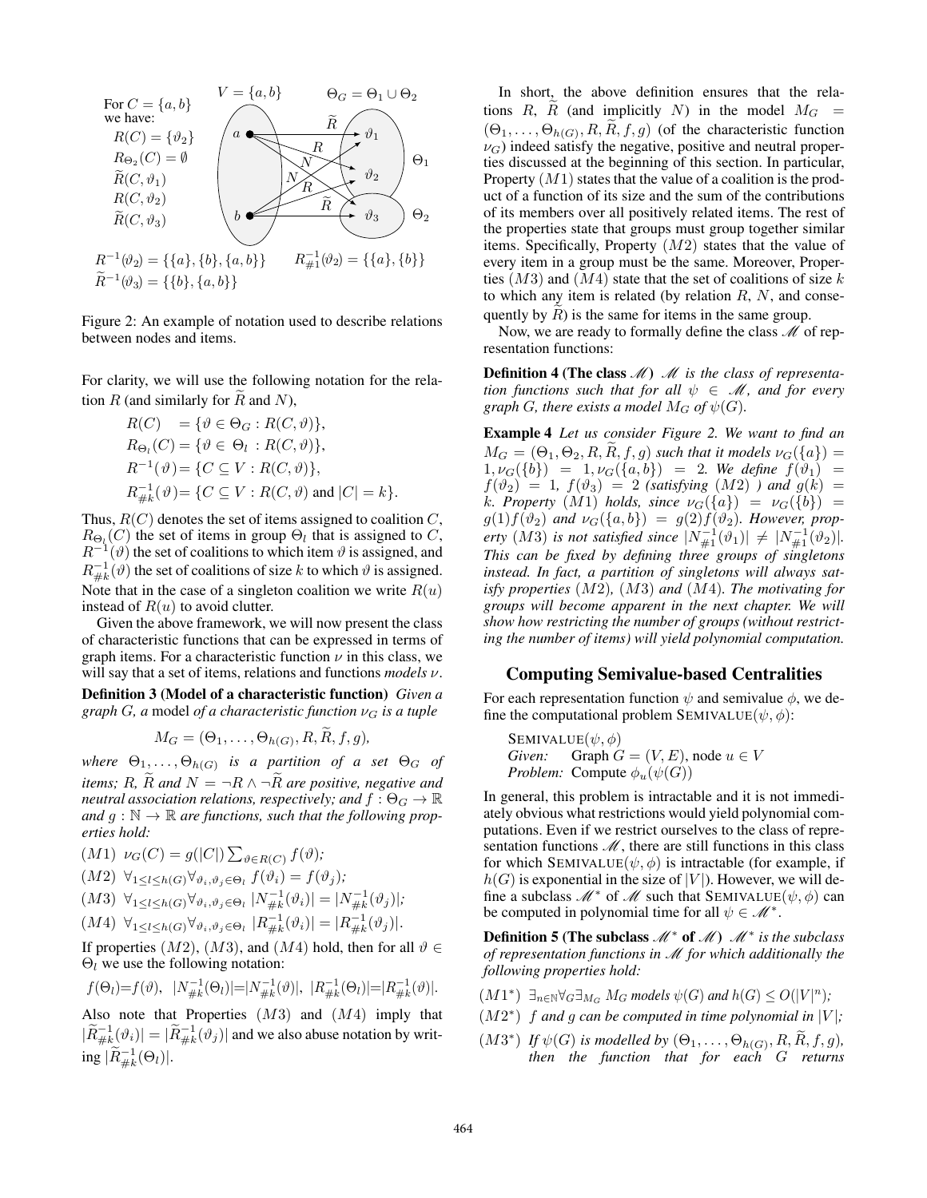For $C = \{a, b\}$ we have:
$R(C) = \{\vartheta_2\}$
$R_{\Theta_2}(C) = \emptyset$
$\widetilde{R}(C, \vartheta_1)$
$R(C, \vartheta_2)$
$\widetilde{R}(C, \vartheta_3)$

$R^{-1}(\vartheta_2) = \{\{a\}, \{b\}, \{a, b\}\}$ $\quad R^{-1}_{\#1}(\vartheta_2) = \{\{a\}, \{b\}\}$
$\widetilde{R}^{-1}(\vartheta_3) = \{\{b\}, \{a, b\}\}$

Figure 2: An example of notation used to describe relations between nodes and items.

For clarity, we will use the following notation for the relation $R$ (and similarly for $\widetilde{R}$ and $N$),

$$
\begin{aligned}
R(C) &= \{\vartheta \in \Theta_G : R(C, \vartheta)\}, \\
R_{\Theta_l}(C) &= \{\vartheta \in \Theta_l : R(C, \vartheta)\}, \\
R^{-1}(\vartheta) &= \{C \subseteq V : R(C, \vartheta)\}, \\
R^{-1}_{\#k}(\vartheta) &= \{C \subseteq V : R(C, \vartheta) \text{ and } |C| = k\}.
\end{aligned}
$$

Thus, $R(C)$ denotes the set of items assigned to coalition $C$, $R_{\Theta_l}(C)$ the set of items in group $\Theta_l$ that is assigned to $C$, $R^{-1}(\vartheta)$ the set of coalitions to which item $\vartheta$ is assigned, and $R^{-1}_{\#k}(\vartheta)$ the set of coalitions of size $k$ to which $\vartheta$ is assigned. Note that in the case of a singleton coalition we write $R(u)$ instead of $R(u)$ to avoid clutter.

Given the above framework, we will now present the class of characteristic functions that can be expressed in terms of graph items. For a characteristic function $\nu$ in this class, we will say that a set of items, relations and functions *models* $\nu$.

**Definition 3 (Model of a characteristic function)** *Given a graph $G$, a* model *of a characteristic function $\nu_G$ is a tuple*

$$M_G = (\Theta_1, \ldots, \Theta_{h(G)}, R, \widetilde{R}, f, g),$$

*where $\Theta_1, \ldots, \Theta_{h(G)}$ is a partition of a set $\Theta_G$ of items; $R$, $\widetilde{R}$ and $N = \neg R \wedge \neg\widetilde{R}$ are positive, negative and neutral association relations, respectively; and $f : \Theta_G \to \mathbb{R}$ and $g : \mathbb{N} \to \mathbb{R}$ are functions, such that the following properties hold:*

$(M1)$ $\nu_G(C) = g(|C|) \sum_{\vartheta \in R(C)} f(\vartheta)$*;*

$(M2)$ $\forall_{1 \leq l \leq h(G)} \forall_{\vartheta_i, \vartheta_j \in \Theta_l} \; f(\vartheta_i) = f(\vartheta_j)$*;*

$(M3)$ $\forall_{1 \leq l \leq h(G)} \forall_{\vartheta_i, \vartheta_j \in \Theta_l} \; |N^{-1}_{\#k}(\vartheta_i)| = |N^{-1}_{\#k}(\vartheta_j)|$*;*

$(M4)$ $\forall_{1 \leq l \leq h(G)} \forall_{\vartheta_i, \vartheta_j \in \Theta_l} \; |R^{-1}_{\#k}(\vartheta_i)| = |R^{-1}_{\#k}(\vartheta_j)|$.

If properties $(M2)$, $(M3)$, and $(M4)$ hold, then for all $\vartheta \in \Theta_l$ we use the following notation:

$$f(\Theta_l) = f(\vartheta), \;\; |N^{-1}_{\#k}(\Theta_l)| = |N^{-1}_{\#k}(\vartheta)|, \;\; |R^{-1}_{\#k}(\Theta_l)| = |R^{-1}_{\#k}(\vartheta)|.$$

Also note that Properties $(M3)$ and $(M4)$ imply that $|\widetilde{R}^{-1}_{\#k}(\vartheta_i)| = |\widetilde{R}^{-1}_{\#k}(\vartheta_j)|$ and we also abuse notation by writing $|\widetilde{R}^{-1}_{\#k}(\Theta_l)|$.

In short, the above definition ensures that the relations $R$, $\widetilde{R}$ (and implicitly $N$) in the model $M_G = (\Theta_1, \ldots, \Theta_{h(G)}, R, \widetilde{R}, f, g)$ (of the characteristic function $\nu_G$) indeed satisfy the negative, positive and neutral properties discussed at the beginning of this section. In particular, Property $(M1)$ states that the value of a coalition is the product of a function of its size and the sum of the contributions of its members over all positively related items. The rest of the properties state that groups must group together similar items. Specifically, Property $(M2)$ states that the value of every item in a group must be the same. Moreover, Properties $(M3)$ and $(M4)$ state that the set of coalitions of size $k$ to which any item is related (by relation $R$, $N$, and consequently by $\widetilde{R}$) is the same for items in the same group.

Now, we are ready to formally define the class $\mathscr{M}$ of representation functions:

**Definition 4 (The class $\mathscr{M}$)** *$\mathscr{M}$ is the class of representation functions such that for all $\psi \in \mathscr{M}$, and for every graph $G$, there exists a model $M_G$ of $\psi(G)$.*

**Example 4** *Let us consider Figure 2. We want to find an $M_G = (\Theta_1, \Theta_2, R, \widetilde{R}, f, g)$ such that it models $\nu_G(\{a\}) = 1, \nu_G(\{b\}) = 1, \nu_G(\{a, b\}) = 2$. We define $f(\vartheta_1) = f(\vartheta_2) = 1$, $f(\vartheta_3) = 2$ (satisfying $(M2)$ ) and $g(k) = k$. Property $(M1)$ holds, since $\nu_G(\{a\}) = \nu_G(\{b\}) = g(1)f(\vartheta_2)$ and $\nu_G(\{a, b\}) = g(2)f(\vartheta_2)$. However, property $(M3)$ is not satisfied since $|N^{-1}_{\#1}(\vartheta_1)| \neq |N^{-1}_{\#1}(\vartheta_2)|$. This can be fixed by defining three groups of singletons instead. In fact, a partition of singletons will always satisfy properties $(M2)$, $(M3)$ and $(M4)$. The motivating for groups will become apparent in the next chapter. We will show how restricting the number of groups (without restricting the number of items) will yield polynomial computation.*

## Computing Semivalue-based Centralities

For each representation function $\psi$ and semivalue $\phi$, we define the computational problem SEMIVALUE$(\psi, \phi)$:

SEMIVALUE$(\psi, \phi)$
*Given:* Graph $G = (V, E)$, node $u \in V$
*Problem:* Compute $\phi_u(\psi(G))$

In general, this problem is intractable and it is not immediately obvious what restrictions would yield polynomial computations. Even if we restrict ourselves to the class of representation functions $\mathscr{M}$, there are still functions in this class for which SEMIVALUE$(\psi, \phi)$ is intractable (for example, if $h(G)$ is exponential in the size of $|V|$). However, we will define a subclass $\mathscr{M}^*$ of $\mathscr{M}$ such that SEMIVALUE$(\psi, \phi)$ can be computed in polynomial time for all $\psi \in \mathscr{M}^*$.

**Definition 5 (The subclass $\mathscr{M}^*$ of $\mathscr{M}$)** *$\mathscr{M}^*$ is the subclass of representation functions in $\mathscr{M}$ for which additionally the following properties hold:*

$(M1^*)$ $\exists_{n \in \mathbb{N}} \forall_G \exists_{M_G}$ *$M_G$ models $\psi(G)$ and $h(G) \leq O(|V|^n)$;*

$(M2^*)$ *$f$ and $g$ can be computed in time polynomial in $|V|$;*

$(M3^*)$ *If $\psi(G)$ is modelled by $(\Theta_1, \ldots, \Theta_{h(G)}, R, \widetilde{R}, f, g)$, then the function that for each $G$ returns*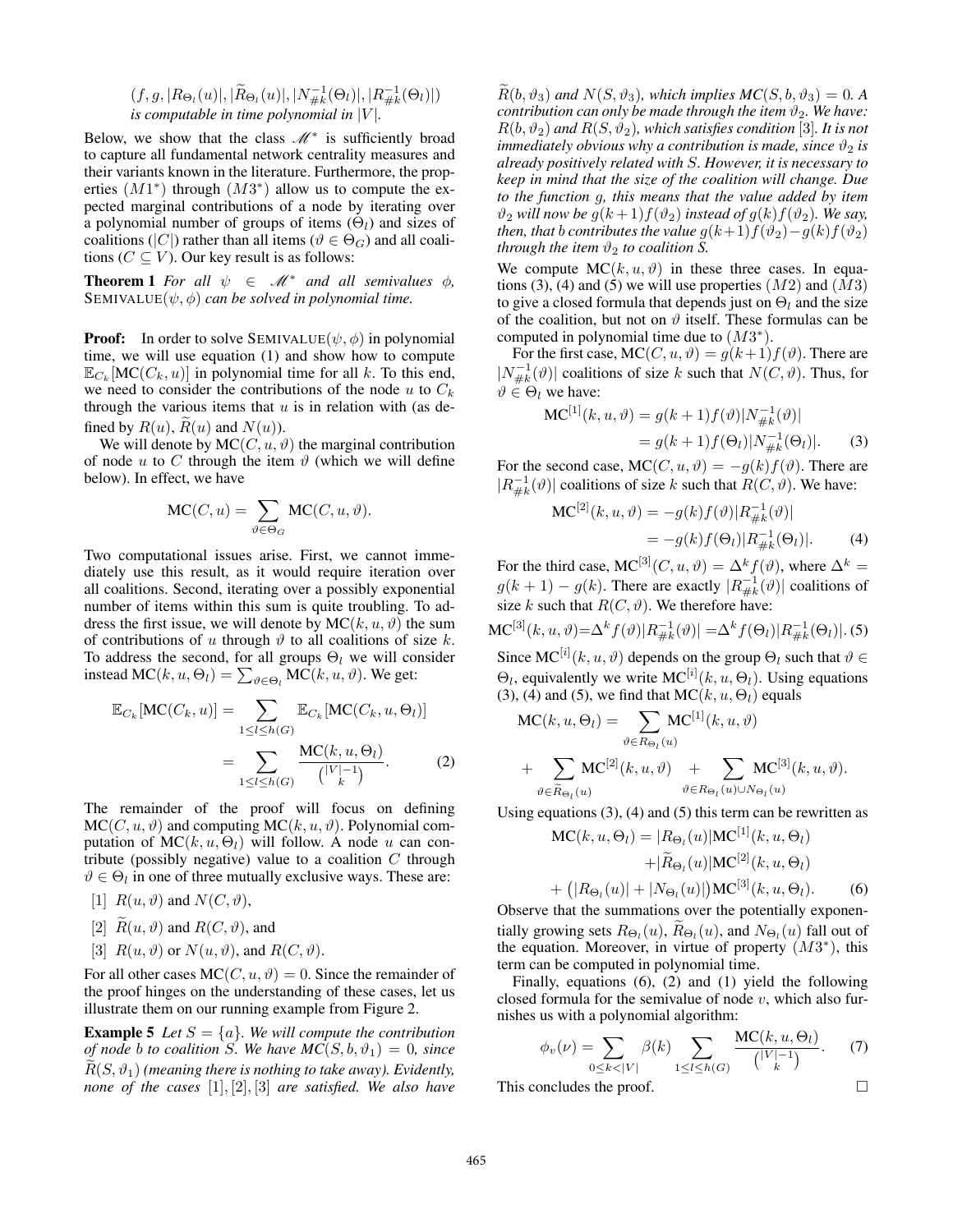$(f, g, |R_{\Theta_l}(u)|, |\widetilde{R}_{\Theta_l}(u)|, |N^{-1}_{\#k}(\Theta_l)|, |R^{-1}_{\#k}(\Theta_l)|)$
*is computable in time polynomial in* $|V|$.

Below, we show that the class $\mathscr{M}^*$ is sufficiently broad to capture all fundamental network centrality measures and their variants known in the literature. Furthermore, the properties $(M1^*)$ through $(M3^*)$ allow us to compute the expected marginal contributions of a node by iterating over a polynomial number of groups of items ($\Theta_l$) and sizes of coalitions ($|C|$) rather than all items ($\vartheta \in \Theta_G$) and all coalitions ($C \subseteq V$). Our key result is as follows:

**Theorem 1** *For all* $\psi \in \mathscr{M}^*$ *and all semivalues* $\phi$, SEMIVALUE$(\psi, \phi)$ *can be solved in polynomial time.*

**Proof:** In order to solve SEMIVALUE$(\psi, \phi)$ in polynomial time, we will use equation (1) and show how to compute $\mathbb{E}_{C_k}[\text{MC}(C_k, u)]$ in polynomial time for all $k$. To this end, we need to consider the contributions of the node $u$ to $C_k$ through the various items that $u$ is in relation with (as defined by $R(u)$, $\widetilde{R}(u)$ and $N(u)$).

We will denote by $\text{MC}(C, u, \vartheta)$ the marginal contribution of node $u$ to $C$ through the item $\vartheta$ (which we will define below). In effect, we have

$$\text{MC}(C, u) = \sum_{\vartheta \in \Theta_G} \text{MC}(C, u, \vartheta).$$

Two computational issues arise. First, we cannot immediately use this result, as it would require iteration over all coalitions. Second, iterating over a possibly exponential number of items within this sum is quite troubling. To address the first issue, we will denote by $\text{MC}(k, u, \vartheta)$ the sum of contributions of $u$ through $\vartheta$ to all coalitions of size $k$. To address the second, for all groups $\Theta_l$ we will consider instead $\text{MC}(k, u, \Theta_l) = \sum_{\vartheta \in \Theta_l} \text{MC}(k, u, \vartheta)$. We get:

$$\mathbb{E}_{C_k}[\text{MC}(C_k, u)] = \sum_{1 \leq l \leq h(G)} \mathbb{E}_{C_k}[\text{MC}(C_k, u, \Theta_l)] = \sum_{1 \leq l \leq h(G)} \frac{\text{MC}(k, u, \Theta_l)}{\binom{|V|-1}{k}}. \quad (2)$$

The remainder of the proof will focus on defining $\text{MC}(C, u, \vartheta)$ and computing $\text{MC}(k, u, \vartheta)$. Polynomial computation of $\text{MC}(k, u, \Theta_l)$ will follow. A node $u$ can contribute (possibly negative) value to a coalition $C$ through $\vartheta \in \Theta_l$ in one of three mutually exclusive ways. These are:

[1] $R(u, \vartheta)$ and $N(C, \vartheta)$,

[2] $\widetilde{R}(u, \vartheta)$ and $R(C, \vartheta)$, and

[3] $R(u, \vartheta)$ or $N(u, \vartheta)$, and $R(C, \vartheta)$.

For all other cases $\text{MC}(C, u, \vartheta) = 0$. Since the remainder of the proof hinges on the understanding of these cases, let us illustrate them on our running example from Figure 2.

**Example 5** *Let* $S = \{a\}$. *We will compute the contribution of node* $b$ *to coalition* $S$. *We have* $MC(S, b, \vartheta_1) = 0$, *since* $\widetilde{R}(S, \vartheta_1)$ *(meaning there is nothing to take away). Evidently, none of the cases* [1], [2], [3] *are satisfied. We also have* $\widetilde{R}(b, \vartheta_3)$ *and* $N(S, \vartheta_3)$, *which implies* $MC(S, b, \vartheta_3) = 0$. *A contribution can only be made through the item* $\vartheta_2$. *We have:* $R(b, \vartheta_2)$ *and* $R(S, \vartheta_2)$, *which satisfies condition* [3]. *It is not immediately obvious why a contribution is made, since* $\vartheta_2$ *is already positively related with* $S$. *However, it is necessary to keep in mind that the size of the coalition will change. Due to the function* $g$, *this means that the value added by item* $\vartheta_2$ *will now be* $g(k+1)f(\vartheta_2)$ *instead of* $g(k)f(\vartheta_2)$. *We say, then, that* $b$ *contributes the value* $g(k+1)f(\vartheta_2) - g(k)f(\vartheta_2)$ *through the item* $\vartheta_2$ *to coalition* $S$.

We compute $\text{MC}(k, u, \vartheta)$ in these three cases. In equations (3), (4) and (5) we will use properties $(M2)$ and $(M3)$ to give a closed formula that depends just on $\Theta_l$ and the size of the coalition, but not on $\vartheta$ itself. These formulas can be computed in polynomial time due to $(M3^*)$.

For the first case, $\text{MC}(C, u, \vartheta) = g(k+1)f(\vartheta)$. There are $|N^{-1}_{\#k}(\vartheta)|$ coalitions of size $k$ such that $N(C, \vartheta)$. Thus, for $\vartheta \in \Theta_l$ we have:

$$\text{MC}^{[1]}(k, u, \vartheta) = g(k+1)f(\vartheta)|N^{-1}_{\#k}(\vartheta)| = g(k+1)f(\Theta_l)|N^{-1}_{\#k}(\Theta_l)|. \quad (3)$$

For the second case, $\text{MC}(C, u, \vartheta) = -g(k)f(\vartheta)$. There are $|R^{-1}_{\#k}(\vartheta)|$ coalitions of size $k$ such that $R(C, \vartheta)$. We have:

$$\text{MC}^{[2]}(k, u, \vartheta) = -g(k)f(\vartheta)|R^{-1}_{\#k}(\vartheta)| = -g(k)f(\Theta_l)|R^{-1}_{\#k}(\Theta_l)|. \quad (4)$$

For the third case, $\text{MC}^{[3]}(C, u, \vartheta) = \Delta^k f(\vartheta)$, where $\Delta^k = g(k+1) - g(k)$. There are exactly $|R^{-1}_{\#k}(\vartheta)|$ coalitions of size $k$ such that $R(C, \vartheta)$. We therefore have:

$$\text{MC}^{[3]}(k, u, \vartheta) = \Delta^k f(\vartheta)|R^{-1}_{\#k}(\vartheta)| = \Delta^k f(\Theta_l)|R^{-1}_{\#k}(\Theta_l)|. \quad (5)$$

Since $\text{MC}^{[i]}(k, u, \vartheta)$ depends on the group $\Theta_l$ such that $\vartheta \in \Theta_l$, equivalently we write $\text{MC}^{[i]}(k, u, \Theta_l)$. Using equations (3), (4) and (5), we find that $\text{MC}(k, u, \Theta_l)$ equals

$$\text{MC}(k, u, \Theta_l) = \sum_{\vartheta \in R_{\Theta_l}(u)} \text{MC}^{[1]}(k, u, \vartheta) + \sum_{\vartheta \in \widetilde{R}_{\Theta_l}(u)} \text{MC}^{[2]}(k, u, \vartheta) + \sum_{\vartheta \in R_{\Theta_l}(u) \cup N_{\Theta_l}(u)} \text{MC}^{[3]}(k, u, \vartheta).$$

Using equations (3), (4) and (5) this term can be rewritten as

$$\text{MC}(k, u, \Theta_l) = |R_{\Theta_l}(u)|\text{MC}^{[1]}(k, u, \Theta_l) + |\widetilde{R}_{\Theta_l}(u)|\text{MC}^{[2]}(k, u, \Theta_l) + \big(|R_{\Theta_l}(u)| + |N_{\Theta_l}(u)|\big)\text{MC}^{[3]}(k, u, \Theta_l). \quad (6)$$

Observe that the summations over the potentially exponentially growing sets $R_{\Theta_l}(u)$, $\widetilde{R}_{\Theta_l}(u)$, and $N_{\Theta_l}(u)$ fall out of the equation. Moreover, in virtue of property $(M3^*)$, this term can be computed in polynomial time.

Finally, equations (6), (2) and (1) yield the following closed formula for the semivalue of node $v$, which also furnishes us with a polynomial algorithm:

$$\phi_v(\nu) = \sum_{0 \leq k < |V|} \beta(k) \sum_{1 \leq l \leq h(G)} \frac{\text{MC}(k, u, \Theta_l)}{\binom{|V|-1}{k}}. \quad (7)$$

This concludes the proof. □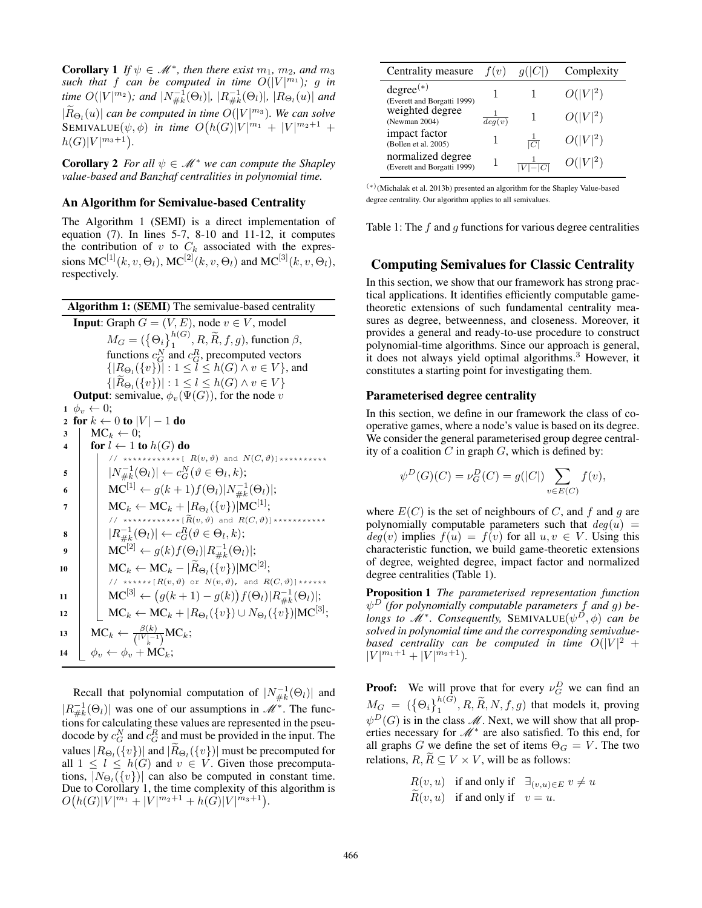**Corollary 1** *If $\psi \in \mathscr{M}^*$, then there exist $m_1$, $m_2$, and $m_3$ such that $f$ can be computed in time $O(|V|^{m_1})$; $g$ in time $O(|V|^{m_2})$; and $|N^{-1}_{\#k}(\Theta_l)|$, $|R^{-1}_{\#k}(\Theta_l)|$, $|R_{\Theta_l}(u)|$ and $|\widetilde{R}_{\Theta_l}(u)|$ can be computed in time $O(|V|^{m_3})$. We can solve* SEMIVALUE$(\psi, \phi)$ *in time $O\big(h(G)|V|^{m_1} + |V|^{m_2+1} + h(G)|V|^{m_3+1}\big)$.*

**Corollary 2** *For all $\psi \in \mathscr{M}^*$ we can compute the Shapley value-based and Banzhaf centralities in polynomial time.*

### An Algorithm for Semivalue-based Centrality

The Algorithm 1 (SEMI) is a direct implementation of equation (7). In lines 5-7, 8-10 and 11-12, it computes the contribution of $v$ to $C_k$ associated with the expressions $\text{MC}^{[1]}(k, v, \Theta_l)$, $\text{MC}^{[2]}(k, v, \Theta_l)$ and $\text{MC}^{[3]}(k, v, \Theta_l)$, respectively.

**Algorithm 1: (SEMI)** The semivalue-based centrality

**Input**: Graph $G = (V, E)$, node $v \in V$, model $M_G = (\{\Theta_i\}_1^{h(G)}, R, \widetilde{R}, f, g)$, function $\beta$, functions $c_G^N$ and $c_G^R$, precomputed vectors $\{|R_{\Theta_l}(\{v\})| : 1 \le l \le h(G) \wedge v \in V\}$, and $\{|\widetilde{R}_{\Theta_l}(\{v\})| : 1 \le l \le h(G) \wedge v \in V\}$

**Output**: semivalue, $\phi_v(\Psi(G))$, for the node $v$

```
1  φ_v ← 0;
2  for k ← 0 to |V| − 1 do
3      MC_k ← 0;
4      for l ← 1 to h(G) do
           // ************[ R(v,θ) and N(C,θ)]**********
5          |N^{-1}_{#k}(Θ_l)| ← c^N_G(θ ∈ Θ_l, k);
6          MC^[1] ← g(k+1) f(Θ_l) |N^{-1}_{#k}(Θ_l)|;
7          MC_k ← MC_k + |R_{Θ_l}({v})| MC^[1];
           // ************[R̃(v,θ) and R(C,θ)]***********
8          |R^{-1}_{#k}(Θ_l)| ← c^R_G(θ ∈ Θ_l, k);
9          MC^[2] ← g(k) f(Θ_l) |R^{-1}_{#k}(Θ_l)|;
10         MC_k ← MC_k − |R̃_{Θ_l}({v})| MC^[2];
           // ******[R(v,θ) or N(v,θ), and R(C,θ)]******
11         MC^[3] ← (g(k+1) − g(k)) f(Θ_l) |R^{-1}_{#k}(Θ_l)|;
12         MC_k ← MC_k + |R_{Θ_l}({v}) ∪ N_{Θ_l}({v})| MC^[3];
13     MC_k ← β(k) / C(|V|−1, k) · MC_k;
14     φ_v ← φ_v + MC_k;
```

Recall that polynomial computation of $|N^{-1}_{\#k}(\Theta_l)|$ and $|R^{-1}_{\#k}(\Theta_l)|$ was one of our assumptions in $\mathscr{M}^*$. The functions for calculating these values are represented in the pseudocode by $c_G^N$ and $c_G^R$ and must be provided in the input. The values $|R_{\Theta_l}(\{v\})|$ and $|\widetilde{R}_{\Theta_l}(\{v\})|$ must be precomputed for all $1 \le l \le h(G)$ and $v \in V$. Given those precomputations, $|N_{\Theta_l}(\{v\})|$ can also be computed in constant time. Due to Corollary 1, the time complexity of this algorithm is $O\big(h(G)|V|^{m_1} + |V|^{m_2+1} + h(G)|V|^{m_3+1}\big)$.

| Centrality measure | $f(v)$ | $g(\lvert C\rvert)$ | Complexity |
|---|---|---|---|
| degree[(*)] (Everett and Borgatti 1999) | $1$ | $1$ | $O(\lvert V\rvert^2)$ |
| weighted degree (Newman 2004) | $\frac{1}{deg(v)}$ | $1$ | $O(\lvert V\rvert^2)$ |
| impact factor (Bollen et al. 2005) | $1$ | $\frac{1}{\lvert C\rvert}$ | $O(\lvert V\rvert^2)$ |
| normalized degree (Everett and Borgatti 1999) | $1$ | $\frac{1}{\lvert V\rvert - \lvert C\rvert}$ | $O(\lvert V\rvert^2)$ |

[(*)] (Michalak et al. 2013b) presented an algorithm for the Shapley Value-based degree centrality. Our algorithm applies to all semivalues.

Table 1: The $f$ and $g$ functions for various degree centralities

## Computing Semivalues for Classic Centrality

In this section, we show that our framework has strong practical applications. It identifies efficiently computable game-theoretic extensions of such fundamental centrality measures as degree, betweenness, and closeness. Moreover, it provides a general and ready-to-use procedure to construct polynomial-time algorithms. Since our approach is general, it does not always yield optimal algorithms.[3] However, it constitutes a starting point for investigating them.

### Parameterised degree centrality

In this section, we define in our framework the class of cooperative games, where a node's value is based on its degree. We consider the general parameterised group degree centrality of a coalition $C$ in graph $G$, which is defined by:

$$\psi^D(G)(C) = \nu_G^D(C) = g(|C|) \sum_{v \in E(C)} f(v),$$

where $E(C)$ is the set of neighbours of $C$, and $f$ and $g$ are polynomially computable parameters such that $deg(u) = deg(v)$ implies $f(u) = f(v)$ for all $u, v \in V$. Using this characteristic function, we build game-theoretic extensions of degree, weighted degree, impact factor and normalized degree centralities (Table 1).

**Proposition 1** *The parameterised representation function $\psi^D$ (for polynomially computable parameters $f$ and $g$) belongs to $\mathscr{M}^*$. Consequently,* SEMIVALUE$(\psi^D, \phi)$ *can be solved in polynomial time and the corresponding semivalue-based centrality can be computed in time $O(|V|^2 + |V|^{m_1+1} + |V|^{m_2+1})$.*

**Proof:** We will prove that for every $\nu_G^D$ we can find an $M_G = (\{\Theta_i\}_1^{h(G)}, R, \widetilde{R}, N, f, g)$ that models it, proving $\psi^D(G)$ is in the class $\mathscr{M}$. Next, we will show that all properties necessary for $\mathscr{M}^*$ are also satisfied. To this end, for all graphs $G$ we define the set of items $\Theta_G = V$. The two relations, $R, \widetilde{R} \subseteq V \times V$, will be as follows:

$$R(v, u) \quad \text{if and only if} \quad \exists_{(v,u) \in E}\; v \neq u$$
$$\widetilde{R}(v, u) \quad \text{if and only if} \quad v = u.$$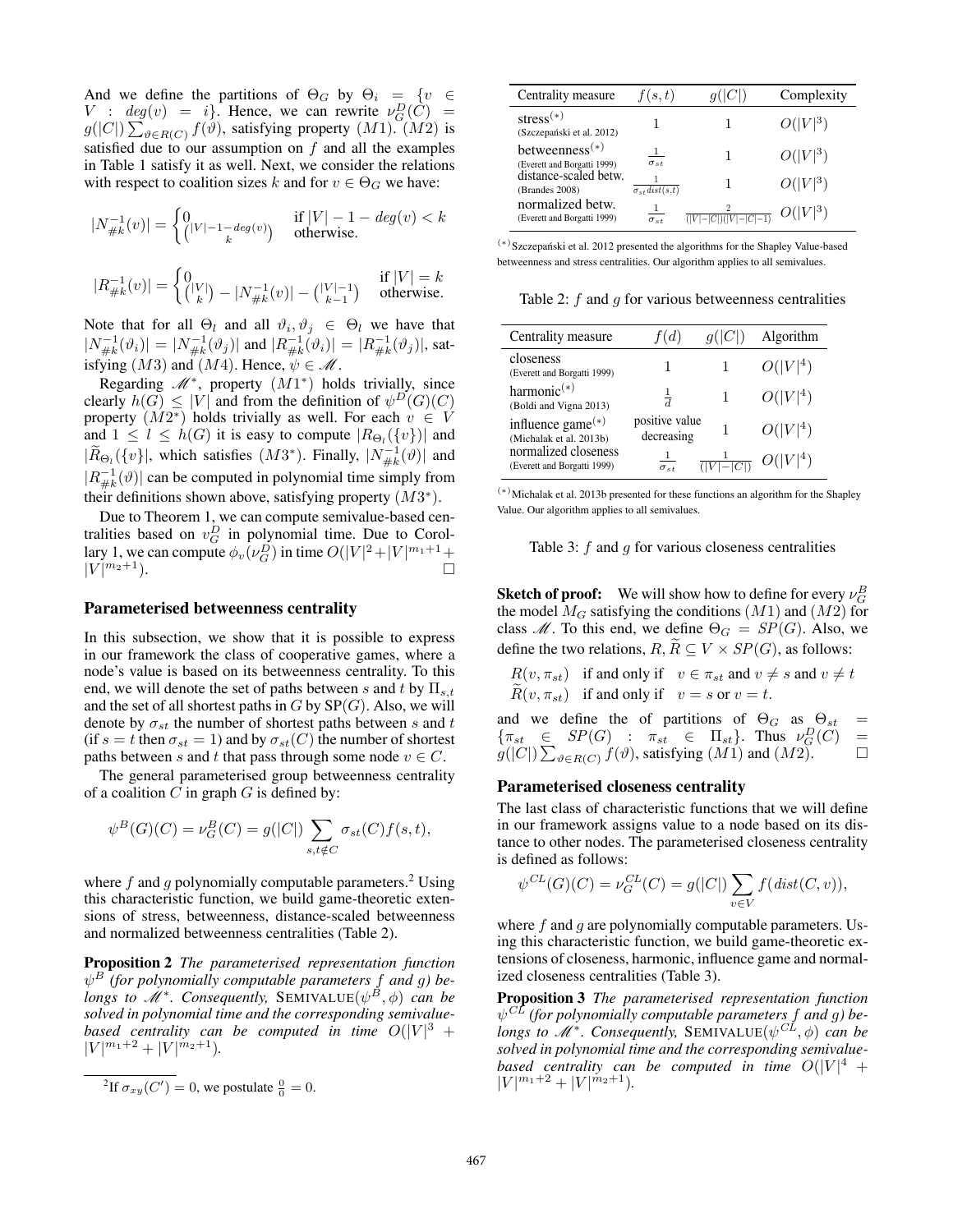And we define the partitions of $\Theta_G$ by $\Theta_i = \{v \in V : deg(v) = i\}$. Hence, we can rewrite $\nu_G^D(C) = g(|C|)\sum_{\vartheta\in R(C)} f(\vartheta)$, satisfying property $(M1)$. $(M2)$ is satisfied due to our assumption on $f$ and all the examples in Table 1 satisfy it as well. Next, we consider the relations with respect to coalition sizes $k$ and for $v \in \Theta_G$ we have:

$$|N_{\#k}^{-1}(v)| = \begin{cases} 0 & \text{if } |V|-1-deg(v) < k \\ \binom{|V|-1-deg(v)}{k} & \text{otherwise.} \end{cases}$$

$$|R_{\#k}^{-1}(v)| = \begin{cases} 0 & \text{if } |V| = k \\ \binom{|V|}{k} - |N_{\#k}^{-1}(v)| - \binom{|V|-1}{k-1} & \text{otherwise.} \end{cases}$$

Note that for all $\Theta_l$ and all $\vartheta_i, \vartheta_j \in \Theta_l$ we have that $|N_{\#k}^{-1}(\vartheta_i)| = |N_{\#k}^{-1}(\vartheta_j)|$ and $|R_{\#k}^{-1}(\vartheta_i)| = |R_{\#k}^{-1}(\vartheta_j)|$, satisfying $(M3)$ and $(M4)$. Hence, $\psi \in \mathscr{M}$.

Regarding $\mathscr{M}^*$, property $(M1^*)$ holds trivially, since clearly $h(G) \leq |V|$ and from the definition of $\psi^D(G)(C)$ property $(M2^*)$ holds trivially as well. For each $v \in V$ and $1 \leq l \leq h(G)$ it is easy to compute $|R_{\Theta_l}(\{v\})|$ and $|\widetilde{R}_{\Theta_l}(\{v\}|$, which satisfies $(M3^*)$. Finally, $|N_{\#k}^{-1}(\vartheta)|$ and $|R_{\#k}^{-1}(\vartheta)|$ can be computed in polynomial time simply from their definitions shown above, satisfying property $(M3^*)$.

Due to Theorem 1, we can compute semivalue-based centralities based on $v_G^D$ in polynomial time. Due to Corollary 1, we can compute $\phi_v(\nu_G^D)$ in time $O(|V|^2 + |V|^{m_1+1} + |V|^{m_2+1})$. □

### Parameterised betweenness centrality

In this subsection, we show that it is possible to express in our framework the class of cooperative games, where a node's value is based on its betweenness centrality. To this end, we will denote the set of paths between $s$ and $t$ by $\Pi_{s,t}$ and the set of all shortest paths in $G$ by $\mathrm{SP}(G)$. Also, we will denote by $\sigma_{st}$ the number of shortest paths between $s$ and $t$ (if $s = t$ then $\sigma_{st} = 1$) and by $\sigma_{st}(C)$ the number of shortest paths between $s$ and $t$ that pass through some node $v \in C$.

The general parameterised group betweenness centrality of a coalition $C$ in graph $G$ is defined by:

$$\psi^B(G)(C) = \nu_G^B(C) = g(|C|)\sum_{s,t\notin C} \sigma_{st}(C) f(s,t),$$

where $f$ and $g$ polynomially computable parameters.[2] Using this characteristic function, we build game-theoretic extensions of stress, betweenness, distance-scaled betweenness and normalized betweenness centralities (Table 2).

**Proposition 2** *The parameterised representation function $\psi^B$ (for polynomially computable parameters $f$ and $g$) belongs to $\mathscr{M}^*$. Consequently,* SEMIVALUE$(\psi^B, \phi)$ *can be solved in polynomial time and the corresponding semivalue-based centrality can be computed in time $O(|V|^3 + |V|^{m_1+2} + |V|^{m_2+1})$.*

[2] If $\sigma_{xy}(C') = 0$, we postulate $\frac{0}{0} = 0$.

| Centrality measure | $f(s,t)$ | $g(\|C\|)$ | Complexity |
|---|---|---|---|
| stress$^{(*)}$ (Szczepański et al. 2012) | 1 | 1 | $O(\|V\|^3)$ |
| betweenness$^{(*)}$ (Everett and Borgatti 1999) | $\frac{1}{\sigma_{st}}$ | 1 | $O(\|V\|^3)$ |
| distance-scaled betw. (Brandes 2008) | $\frac{1}{\sigma_{st}\,dist(s,t)}$ | 1 | $O(\|V\|^3)$ |
| normalized betw. (Everett and Borgatti 1999) | $\frac{1}{\sigma_{st}}$ | $\frac{2}{(\|V\|-\|C\|)(\|V\|-\|C\|-1)}$ | $O(\|V\|^3)$ |

$^{(*)}$ Szczepański et al. 2012 presented the algorithms for the Shapley Value-based betweenness and stress centralities. Our algorithm applies to all semivalues.

Table 2: $f$ and $g$ for various betweenness centralities

| Centrality measure | $f(d)$ | $g(\|C\|)$ | Algorithm |
|---|---|---|---|
| closeness (Everett and Borgatti 1999) | 1 | 1 | $O(\|V\|^4)$ |
| harmonic$^{(*)}$ (Boldi and Vigna 2013) | $\frac{1}{d}$ | 1 | $O(\|V\|^4)$ |
| influence game$^{(*)}$ (Michalak et al. 2013b) | positive value decreasing | 1 | $O(\|V\|^4)$ |
| normalized closeness (Everett and Borgatti 1999) | $\frac{1}{\sigma_{st}}$ | $\frac{1}{(\|V\|-\|C\|)}$ | $O(\|V\|^4)$ |

$^{(*)}$ Michalak et al. 2013b presented for these functions an algorithm for the Shapley Value. Our algorithm applies to all semivalues.

Table 3: $f$ and $g$ for various closeness centralities

**Sketch of proof:** We will show how to define for every $\nu_G^B$ the model $M_G$ satisfying the conditions $(M1)$ and $(M2)$ for class $\mathscr{M}$. To this end, we define $\Theta_G = SP(G)$. Also, we define the two relations, $R, \widetilde{R} \subseteq V \times SP(G)$, as follows:

$R(v, \pi_{st})$ if and only if $v \in \pi_{st}$ and $v \neq s$ and $v \neq t$
$\widetilde{R}(v, \pi_{st})$ if and only if $v = s$ or $v = t$.

and we define the of partitions of $\Theta_G$ as $\Theta_{st} = \{\pi_{st} \in SP(G) : \pi_{st} \in \Pi_{st}\}$. Thus $\nu_G^D(C) = g(|C|)\sum_{\vartheta\in R(C)} f(\vartheta)$, satisfying $(M1)$ and $(M2)$. □

### Parameterised closeness centrality

The last class of characteristic functions that we will define in our framework assigns value to a node based on its distance to other nodes. The parameterised closeness centrality is defined as follows:

$$\psi^{CL}(G)(C) = \nu_G^{CL}(C) = g(|C|)\sum_{v\in V} f(dist(C,v)),$$

where $f$ and $g$ are polynomially computable parameters. Using this characteristic function, we build game-theoretic extensions of closeness, harmonic, influence game and normalized closeness centralities (Table 3).

**Proposition 3** *The parameterised representation function $\psi^{CL}$ (for polynomially computable parameters $f$ and $g$) belongs to $\mathscr{M}^*$. Consequently,* SEMIVALUE$(\psi^{CL}, \phi)$ *can be solved in polynomial time and the corresponding semivalue-based centrality can be computed in time $O(|V|^4 + |V|^{m_1+2} + |V|^{m_2+1})$.*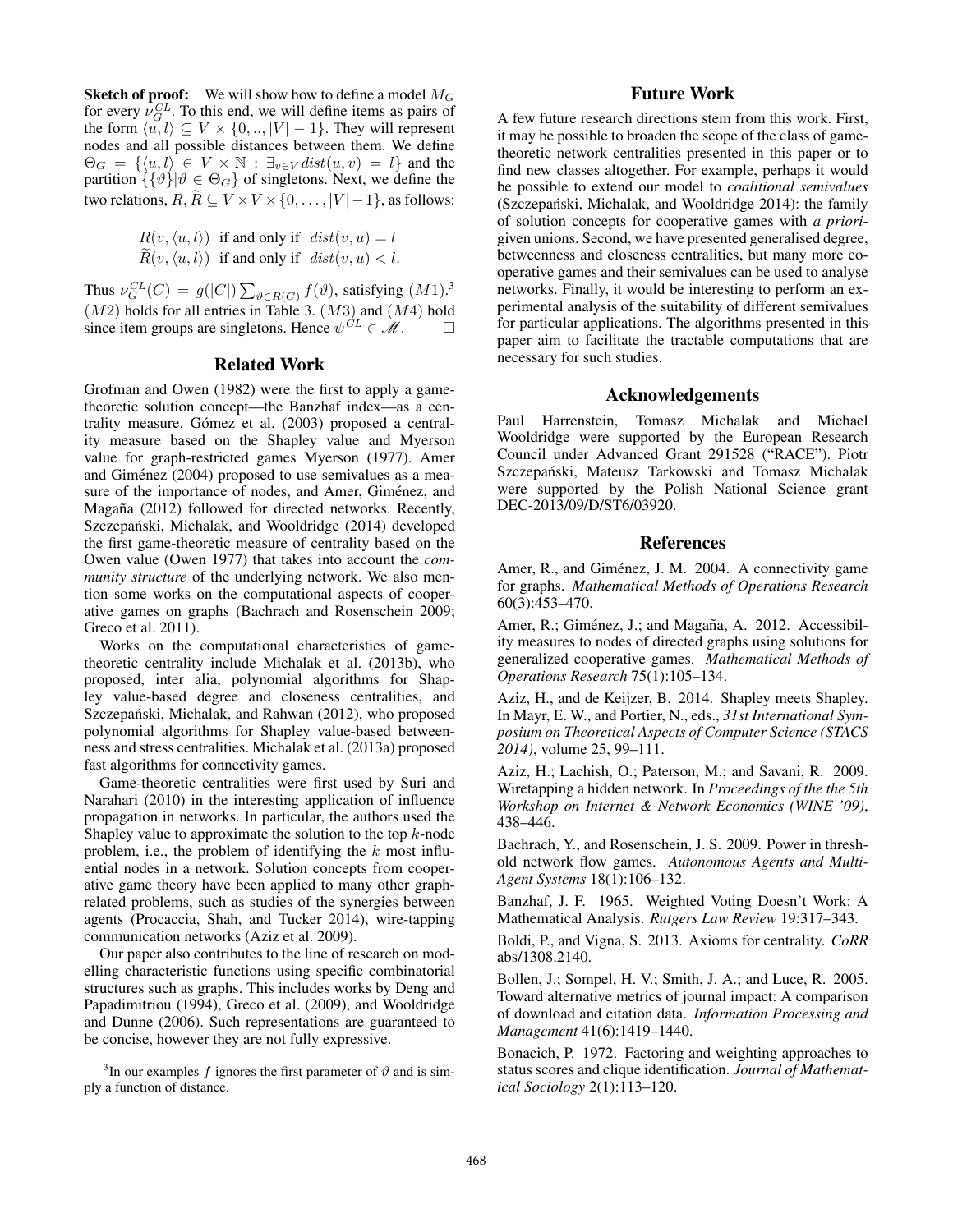**Sketch of proof:** We will show how to define a model $M_G$ for every $\nu_G^{CL}$. To this end, we will define items as pairs of the form $\langle u, l \rangle \subseteq V \times \{0, .., |V| - 1\}$. They will represent nodes and all possible distances between them. We define $\Theta_G = \{\langle u, l \rangle \in V \times \mathbb{N} : \exists_{v \in V} dist(u, v) = l\}$ and the partition $\{\{\vartheta\} | \vartheta \in \Theta_G\}$ of singletons. Next, we define the two relations, $R, \widetilde{R} \subseteq V \times V \times \{0, \ldots, |V| - 1\}$, as follows:

$$R(v, \langle u, l \rangle) \text{ if and only if } dist(v, u) = l$$
$$\widetilde{R}(v, \langle u, l \rangle) \text{ if and only if } dist(v, u) < l.$$

Thus $\nu_G^{CL}(C) = g(|C|) \sum_{\vartheta \in R(C)} f(\vartheta)$, satisfying $(M1)$.[3] $(M2)$ holds for all entries in Table 3. $(M3)$ and $(M4)$ hold since item groups are singletons. Hence $\psi^{CL} \in \mathscr{M}$. □

## Related Work

Grofman and Owen (1982) were the first to apply a game-theoretic solution concept—the Banzhaf index—as a centrality measure. Gómez et al. (2003) proposed a centrality measure based on the Shapley value and Myerson value for graph-restricted games Myerson (1977). Amer and Giménez (2004) proposed to use semivalues as a measure of the importance of nodes, and Amer, Giménez, and Magaña (2012) followed for directed networks. Recently, Szczepański, Michalak, and Wooldridge (2014) developed the first game-theoretic measure of centrality based on the Owen value (Owen 1977) that takes into account the *community structure* of the underlying network. We also mention some works on the computational aspects of cooperative games on graphs (Bachrach and Rosenschein 2009; Greco et al. 2011).

Works on the computational characteristics of game-theoretic centrality include Michalak et al. (2013b), who proposed, inter alia, polynomial algorithms for Shapley value-based degree and closeness centralities, and Szczepański, Michalak, and Rahwan (2012), who proposed polynomial algorithms for Shapley value-based betweenness and stress centralities. Michalak et al. (2013a) proposed fast algorithms for connectivity games.

Game-theoretic centralities were first used by Suri and Narahari (2010) in the interesting application of influence propagation in networks. In particular, the authors used the Shapley value to approximate the solution to the top $k$-node problem, i.e., the problem of identifying the $k$ most influential nodes in a network. Solution concepts from cooperative game theory have been applied to many other graph-related problems, such as studies of the synergies between agents (Procaccia, Shah, and Tucker 2014), wire-tapping communication networks (Aziz et al. 2009).

Our paper also contributes to the line of research on modelling characteristic functions using specific combinatorial structures such as graphs. This includes works by Deng and Papadimitriou (1994), Greco et al. (2009), and Wooldridge and Dunne (2006). Such representations are guaranteed to be concise, however they are not fully expressive.

[3] In our examples $f$ ignores the first parameter of $\vartheta$ and is simply a function of distance.

## Future Work

A few future research directions stem from this work. First, it may be possible to broaden the scope of the class of game-theoretic network centralities presented in this paper or to find new classes altogether. For example, perhaps it would be possible to extend our model to *coalitional semivalues* (Szczepański, Michalak, and Wooldridge 2014): the family of solution concepts for cooperative games with *a priori*-given unions. Second, we have presented generalised degree, betweenness and closeness centralities, but many more cooperative games and their semivalues can be used to analyse networks. Finally, it would be interesting to perform an experimental analysis of the suitability of different semivalues for particular applications. The algorithms presented in this paper aim to facilitate the tractable computations that are necessary for such studies.

## Acknowledgements

Paul Harrenstein, Tomasz Michalak and Michael Wooldridge were supported by the European Research Council under Advanced Grant 291528 ("RACE"). Piotr Szczepański, Mateusz Tarkowski and Tomasz Michalak were supported by the Polish National Science grant DEC-2013/09/D/ST6/03920.

## References

Amer, R., and Giménez, J. M. 2004. A connectivity game for graphs. *Mathematical Methods of Operations Research* 60(3):453–470.

Amer, R.; Giménez, J.; and Magaña, A. 2012. Accessibility measures to nodes of directed graphs using solutions for generalized cooperative games. *Mathematical Methods of Operations Research* 75(1):105–134.

Aziz, H., and de Keijzer, B. 2014. Shapley meets Shapley. In Mayr, E. W., and Portier, N., eds., *31st International Symposium on Theoretical Aspects of Computer Science (STACS 2014)*, volume 25, 99–111.

Aziz, H.; Lachish, O.; Paterson, M.; and Savani, R. 2009. Wiretapping a hidden network. In *Proceedings of the the 5th Workshop on Internet & Network Economics (WINE '09)*, 438–446.

Bachrach, Y., and Rosenschein, J. S. 2009. Power in threshold network flow games. *Autonomous Agents and Multi-Agent Systems* 18(1):106–132.

Banzhaf, J. F. 1965. Weighted Voting Doesn't Work: A Mathematical Analysis. *Rutgers Law Review* 19:317–343.

Boldi, P., and Vigna, S. 2013. Axioms for centrality. *CoRR* abs/1308.2140.

Bollen, J.; Sompel, H. V.; Smith, J. A.; and Luce, R. 2005. Toward alternative metrics of journal impact: A comparison of download and citation data. *Information Processing and Management* 41(6):1419–1440.

Bonacich, P. 1972. Factoring and weighting approaches to status scores and clique identification. *Journal of Mathematical Sociology* 2(1):113–120.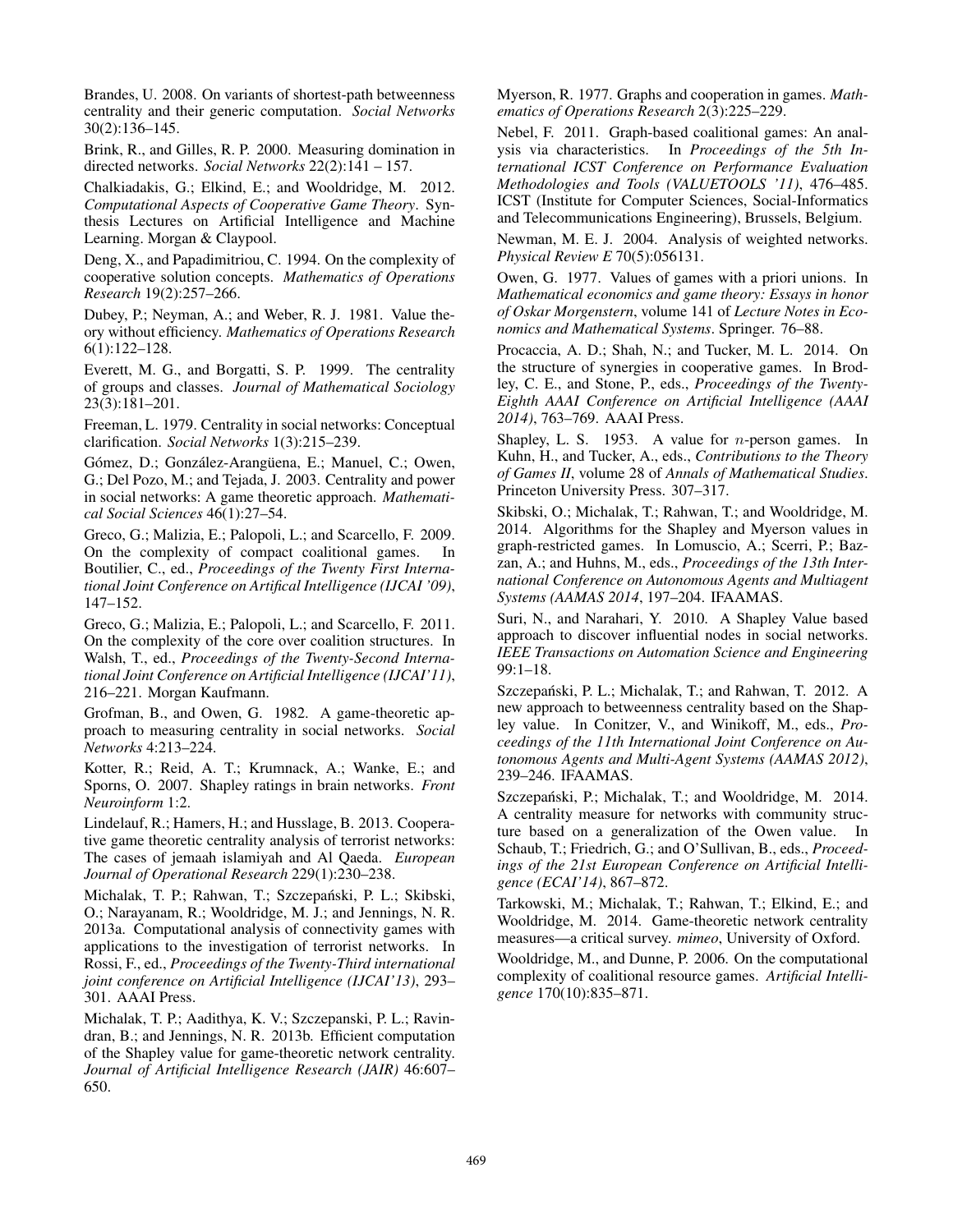Brandes, U. 2008. On variants of shortest-path betweenness centrality and their generic computation. *Social Networks* 30(2):136–145.

Brink, R., and Gilles, R. P. 2000. Measuring domination in directed networks. *Social Networks* 22(2):141 – 157.

Chalkiadakis, G.; Elkind, E.; and Wooldridge, M. 2012. *Computational Aspects of Cooperative Game Theory*. Synthesis Lectures on Artificial Intelligence and Machine Learning. Morgan & Claypool.

Deng, X., and Papadimitriou, C. 1994. On the complexity of cooperative solution concepts. *Mathematics of Operations Research* 19(2):257–266.

Dubey, P.; Neyman, A.; and Weber, R. J. 1981. Value theory without efficiency. *Mathematics of Operations Research* 6(1):122–128.

Everett, M. G., and Borgatti, S. P. 1999. The centrality of groups and classes. *Journal of Mathematical Sociology* 23(3):181–201.

Freeman, L. 1979. Centrality in social networks: Conceptual clarification. *Social Networks* 1(3):215–239.

Gómez, D.; González-Arangüena, E.; Manuel, C.; Owen, G.; Del Pozo, M.; and Tejada, J. 2003. Centrality and power in social networks: A game theoretic approach. *Mathematical Social Sciences* 46(1):27–54.

Greco, G.; Malizia, E.; Palopoli, L.; and Scarcello, F. 2009. On the complexity of compact coalitional games. In Boutilier, C., ed., *Proceedings of the Twenty First International Joint Conference on Artifical Intelligence (IJCAI '09)*, 147–152.

Greco, G.; Malizia, E.; Palopoli, L.; and Scarcello, F. 2011. On the complexity of the core over coalition structures. In Walsh, T., ed., *Proceedings of the Twenty-Second International Joint Conference on Artificial Intelligence (IJCAI'11)*, 216–221. Morgan Kaufmann.

Grofman, B., and Owen, G. 1982. A game-theoretic approach to measuring centrality in social networks. *Social Networks* 4:213–224.

Kotter, R.; Reid, A. T.; Krumnack, A.; Wanke, E.; and Sporns, O. 2007. Shapley ratings in brain networks. *Front Neuroinform* 1:2.

Lindelauf, R.; Hamers, H.; and Husslage, B. 2013. Cooperative game theoretic centrality analysis of terrorist networks: The cases of jemaah islamiyah and Al Qaeda. *European Journal of Operational Research* 229(1):230–238.

Michalak, T. P.; Rahwan, T.; Szczepański, P. L.; Skibski, O.; Narayanam, R.; Wooldridge, M. J.; and Jennings, N. R. 2013a. Computational analysis of connectivity games with applications to the investigation of terrorist networks. In Rossi, F., ed., *Proceedings of the Twenty-Third international joint conference on Artificial Intelligence (IJCAI'13)*, 293–301. AAAI Press.

Michalak, T. P.; Aadithya, K. V.; Szczepanski, P. L.; Ravindran, B.; and Jennings, N. R. 2013b. Efficient computation of the Shapley value for game-theoretic network centrality. *Journal of Artificial Intelligence Research (JAIR)* 46:607–650.

Myerson, R. 1977. Graphs and cooperation in games. *Mathematics of Operations Research* 2(3):225–229.

Nebel, F. 2011. Graph-based coalitional games: An analysis via characteristics. In *Proceedings of the 5th International ICST Conference on Performance Evaluation Methodologies and Tools (VALUETOOLS '11)*, 476–485. ICST (Institute for Computer Sciences, Social-Informatics and Telecommunications Engineering), Brussels, Belgium.

Newman, M. E. J. 2004. Analysis of weighted networks. *Physical Review E* 70(5):056131.

Owen, G. 1977. Values of games with a priori unions. In *Mathematical economics and game theory: Essays in honor of Oskar Morgenstern*, volume 141 of *Lecture Notes in Economics and Mathematical Systems*. Springer. 76–88.

Procaccia, A. D.; Shah, N.; and Tucker, M. L. 2014. On the structure of synergies in cooperative games. In Brodley, C. E., and Stone, P., eds., *Proceedings of the Twenty-Eighth AAAI Conference on Artificial Intelligence (AAAI 2014)*, 763–769. AAAI Press.

Shapley, L. S. 1953. A value for $n$-person games. In Kuhn, H., and Tucker, A., eds., *Contributions to the Theory of Games II*, volume 28 of *Annals of Mathematical Studies*. Princeton University Press. 307–317.

Skibski, O.; Michalak, T.; Rahwan, T.; and Wooldridge, M. 2014. Algorithms for the Shapley and Myerson values in graph-restricted games. In Lomuscio, A.; Scerri, P.; Bazzan, A.; and Huhns, M., eds., *Proceedings of the 13th International Conference on Autonomous Agents and Multiagent Systems (AAMAS 2014*, 197–204. IFAAMAS.

Suri, N., and Narahari, Y. 2010. A Shapley Value based approach to discover influential nodes in social networks. *IEEE Transactions on Automation Science and Engineering* 99:1–18.

Szczepański, P. L.; Michalak, T.; and Rahwan, T. 2012. A new approach to betweenness centrality based on the Shapley value. In Conitzer, V., and Winikoff, M., eds., *Proceedings of the 11th International Joint Conference on Autonomous Agents and Multi-Agent Systems (AAMAS 2012)*, 239–246. IFAAMAS.

Szczepański, P.; Michalak, T.; and Wooldridge, M. 2014. A centrality measure for networks with community structure based on a generalization of the Owen value. In Schaub, T.; Friedrich, G.; and O'Sullivan, B., eds., *Proceedings of the 21st European Conference on Artificial Intelligence (ECAI'14)*, 867–872.

Tarkowski, M.; Michalak, T.; Rahwan, T.; Elkind, E.; and Wooldridge, M. 2014. Game-theoretic network centrality measures—a critical survey. *mimeo*, University of Oxford.

Wooldridge, M., and Dunne, P. 2006. On the computational complexity of coalitional resource games. *Artificial Intelligence* 170(10):835–871.